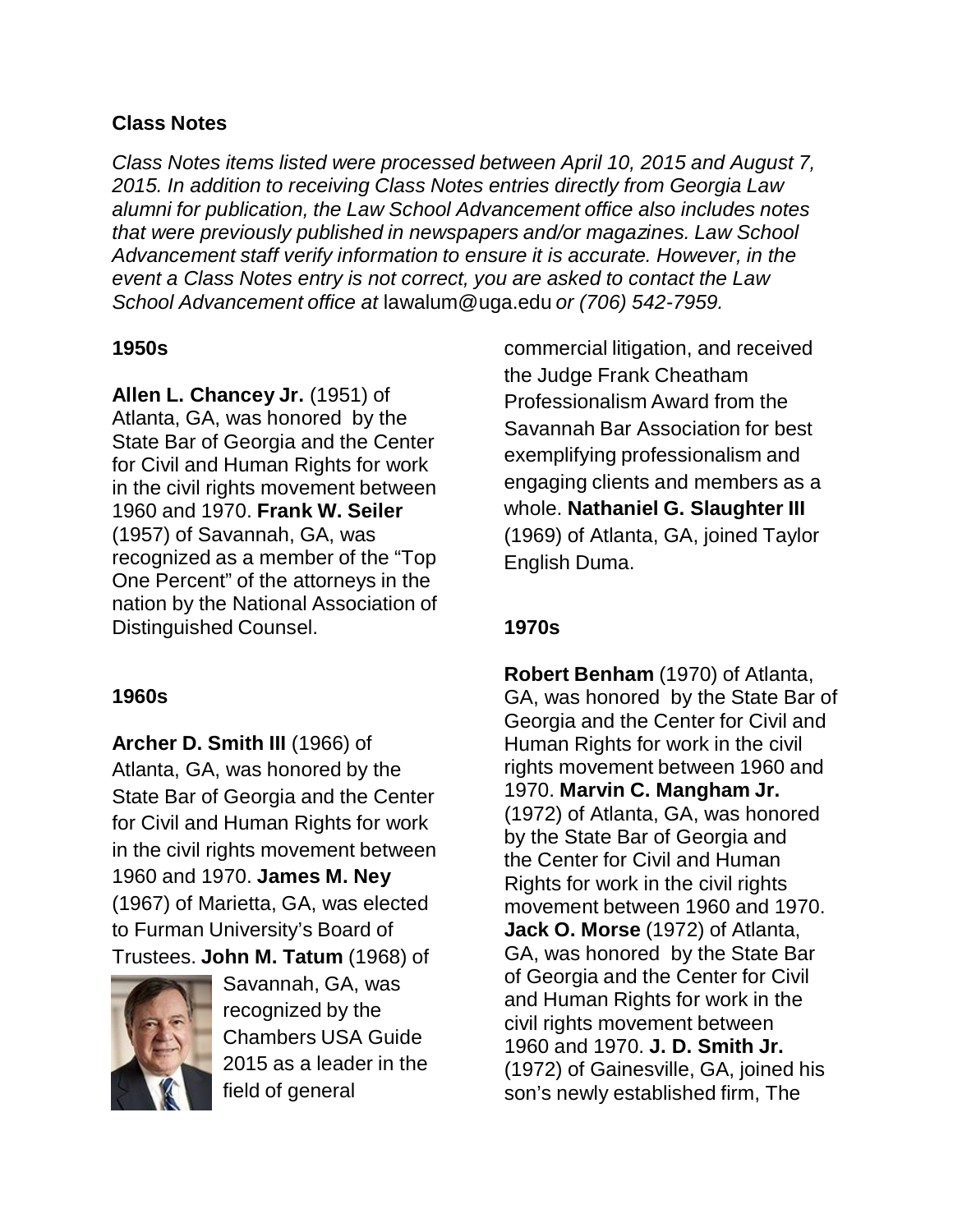## Class Notes

*Class Notes items listed were processed between April 10, 2015 and August 7, 2015. In addition to receiving Class Notes entries directly from Georgia Law alumni for publication, the Law School Advancement office also includes notes that were previously published in newspapers and/or magazines. Law School Advancement staff verify information to ensure it is accurate. However, in the event a Class Notes entry is not correct, you are asked to contact the Law School Advancement office at* lawalum@uga.edu *or (706) 542-7959.*

### 1950s

**Allen L. Chancey Jr.** (1951) of Atlanta, GA, was honored by the State Bar of Georgia and the Center for Civil and Human Rights for work in the civil rights movement between 1960 and 1970. **Frank W. Seiler** (1957) of Savannah, GA, was recognized as a member of the "Top One Percent" of the attorneys in the nation by the National Association of Distinguished Counsel.

### 1960s

**Archer D. Smith III** (1966) of Atlanta, GA, was honored by the State Bar of Georgia and the Center for Civil and Human Rights for work in the civil rights movement between 1960 and 1970. **James M. Ney** (1967) of Marietta, GA, was elected to Furman University's Board of Trustees. **John M. Tatum** (1968) of Savannah, GA, was recognized by the Chambers USA Guide 2015 as a leader in the field of general commercial litigation, and received the Judge Frank Cheatham Professionalism Award from the Savannah Bar Association for best exemplifying professionalism and engaging clients and members as a whole. **Nathaniel G. Slaughter III** (1969) of Atlanta, GA, joined Taylor English Duma.

### 1970s

**Robert Benham** (1970) of Atlanta, GA, was honored by the State Bar of Georgia and the Center for Civil and Human Rights for work in the civil rights movement between 1960 and 1970. **Marvin C. Mangham Jr.** (1972) of Atlanta, GA, was honored by the State Bar of Georgia and the Center for Civil and Human Rights for work in the civil rights movement between 1960 and 1970. **Jack O. Morse** (1972) of Atlanta, GA, was honored by the State Bar of Georgia and the Center for Civil and Human Rights for work in the civil rights movement between 1960 and 1970. **J. D. Smith Jr.** (1972) of Gainesville, GA, joined his son's newly established firm, The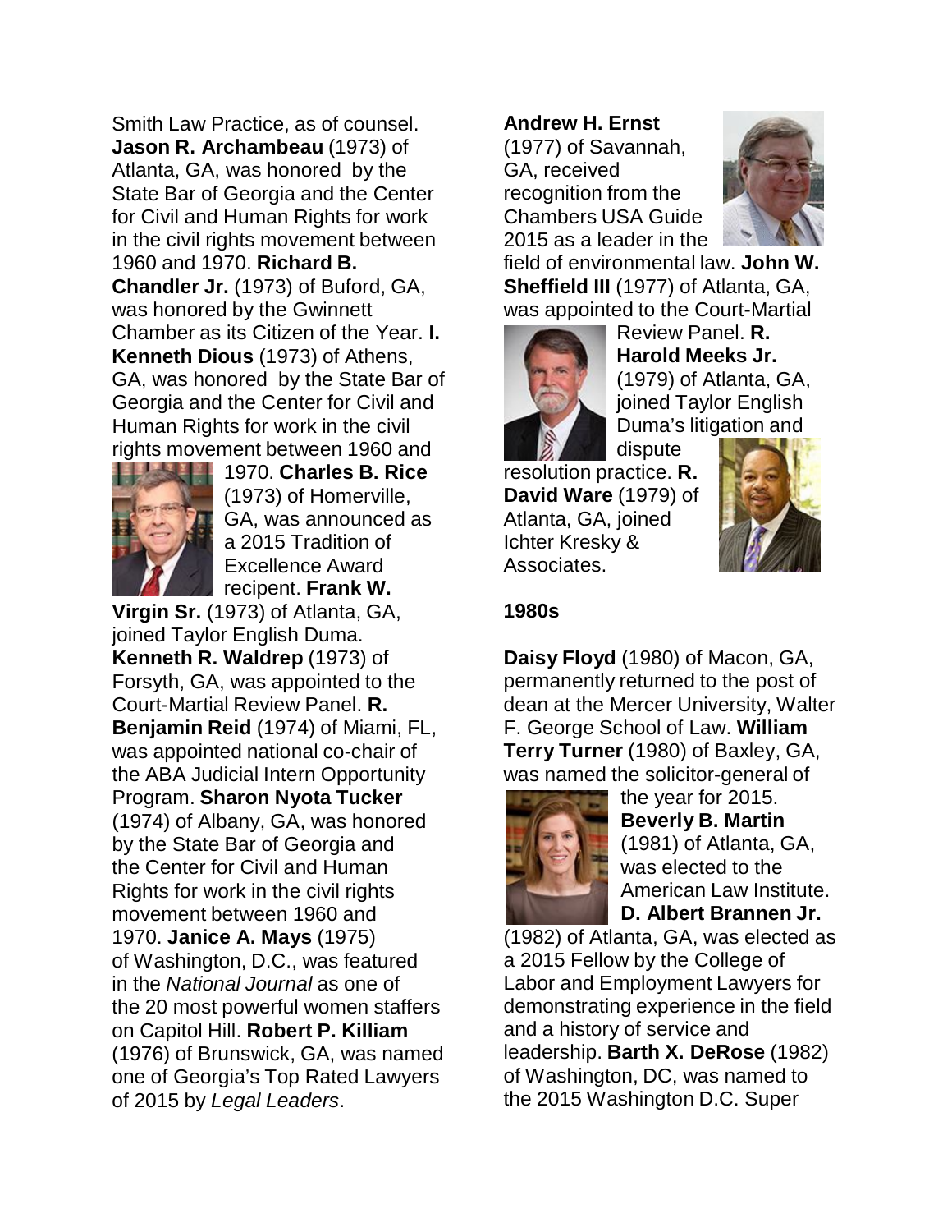Smith Law Practice, as of counsel. **Jason R. Archambeau** (1973) of Atlanta, GA, was honored by the State Bar of Georgia and the Center for Civil and Human Rights for work in the civil rights movement between 1960 and 1970. **Richard B. Chandler Jr.** (1973) of Buford, GA, was honored by the Gwinnett Chamber as its Citizen of the Year. **I. Kenneth Dious** (1973) of Athens, GA, was honored by the State Bar of Georgia and the Center for Civil and Human Rights for work in the civil rights movement between 1960 and 1970. **Charles B. Rice** (1973) of Homerville, GA, was announced as a 2015 Tradition of Excellence Award recipent. **Frank W. Virgin Sr.** (1973) of Atlanta, GA, joined Taylor English Duma. **Kenneth R. Waldrep** (1973) of Forsyth, GA, was appointed to the Court-Martial Review Panel. **R. Benjamin Reid** (1974) of Miami, FL, was appointed national co-chair of the ABA Judicial Intern Opportunity Program. **Sharon Nyota Tucker** (1974) of Albany, GA, was honored by the State Bar of Georgia and the Center for Civil and Human Rights for work in the civil rights movement between 1960 and 1970. **Janice A. Mays** (1975) of Washington, D.C., was featured in the *National Journal* as one of the 20 most powerful women staffers on Capitol Hill. **Robert P. Killiam** (1976) of Brunswick, GA, was named one of Georgia's Top Rated Lawyers of 2015 by *Legal Leaders*.

**Andrew H. Ernst** (1977) of Savannah, GA, received recognition from the Chambers USA Guide 2015 as a leader in the field of environmental law. **John W. Sheffield III** (1977) of Atlanta, GA, was appointed to the Court-Martial Review Panel. **R. Harold Meeks Jr.** (1979) of Atlanta, GA, joined Taylor English Duma's litigation and dispute resolution practice. **R. David Ware** (1979) of Atlanta, GA, joined Ichter Kresky & Associates.

## 1980s

**Daisy Floyd** (1980) of Macon, GA, permanently returned to the post of dean at the Mercer University, Walter F. George School of Law. **William Terry Turner** (1980) of Baxley, GA, was named the solicitor-general of the year for 2015. **Beverly B. Martin** (1981) of Atlanta, GA, was elected to the American Law Institute. **D. Albert Brannen Jr.** (1982) of Atlanta, GA, was elected as a 2015 Fellow by the College of Labor and Employment Lawyers for demonstrating experience in the field and a history of service and leadership. **Barth X. DeRose** (1982) of Washington, DC, was named to the 2015 Washington D.C. Super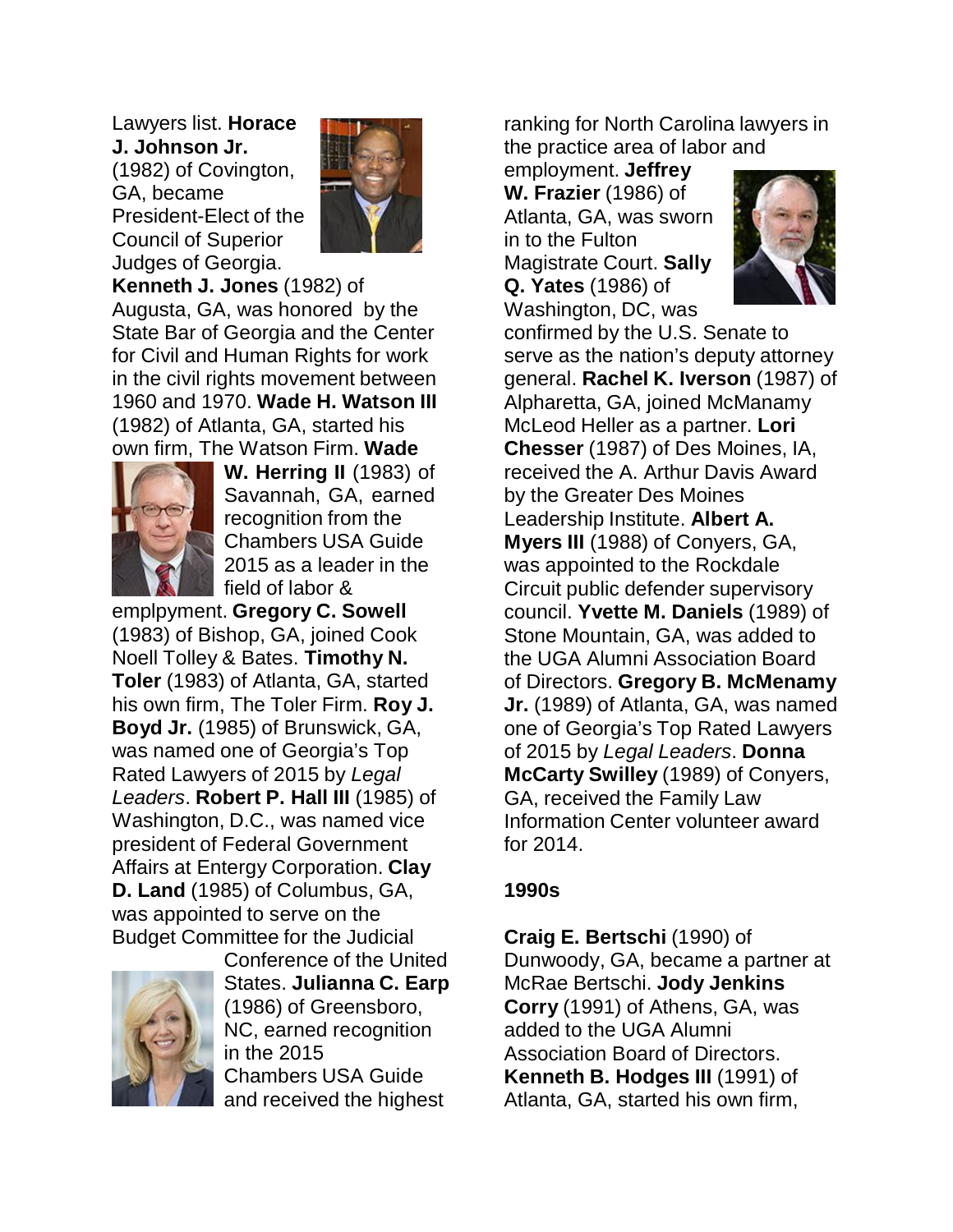Lawyers list. **Horace J. Johnson Jr.** (1982) of Covington, GA, became President-Elect of the Council of Superior Judges of Georgia. **Kenneth J. Jones** (1982) of Augusta, GA, was honored by the State Bar of Georgia and the Center for Civil and Human Rights for work in the civil rights movement between 1960 and 1970. **Wade H. Watson III** (1982) of Atlanta, GA, started his own firm, The Watson Firm. **Wade W. Herring II** (1983) of Savannah, GA, earned recognition from the Chambers USA Guide 2015 as a leader in the field of labor & emplpyment. **Gregory C. Sowell** (1983) of Bishop, GA, joined Cook Noell Tolley & Bates. **Timothy N. Toler** (1983) of Atlanta, GA, started his own firm, The Toler Firm. **Roy J. Boyd Jr.** (1985) of Brunswick, GA, was named one of Georgia's Top Rated Lawyers of 2015 by *Legal Leaders*. **Robert P. Hall III** (1985) of Washington, D.C., was named vice president of Federal Government Affairs at Entergy Corporation. **Clay D. Land** (1985) of Columbus, GA, was appointed to serve on the Budget Committee for the Judicial Conference of the United States. **Julianna C. Earp** (1986) of Greensboro, NC, earned recognition in the 2015 Chambers USA Guide and received the highest ranking for North Carolina lawyers in the practice area of labor and employment. **Jeffrey W. Frazier** (1986) of Atlanta, GA, was sworn in to the Fulton Magistrate Court. **Sally Q. Yates** (1986) of Washington, DC, was confirmed by the U.S. Senate to serve as the nation's deputy attorney general. **Rachel K. Iverson** (1987) of Alpharetta, GA, joined McManamy McLeod Heller as a partner. **Lori Chesser** (1987) of Des Moines, IA, received the A. Arthur Davis Award by the Greater Des Moines Leadership Institute. **Albert A. Myers III** (1988) of Conyers, GA, was appointed to the Rockdale Circuit public defender supervisory council. **Yvette M. Daniels** (1989) of Stone Mountain, GA, was added to the UGA Alumni Association Board of Directors. **Gregory B. McMenamy Jr.** (1989) of Atlanta, GA, was named one of Georgia's Top Rated Lawyers of 2015 by *Legal Leaders*. **Donna McCarty Swilley** (1989) of Conyers, GA, received the Family Law Information Center volunteer award for 2014.

**1990s**

**Craig E. Bertschi** (1990) of Dunwoody, GA, became a partner at McRae Bertschi. **Jody Jenkins Corry** (1991) of Athens, GA, was added to the UGA Alumni Association Board of Directors. **Kenneth B. Hodges III** (1991) of Atlanta, GA, started his own firm,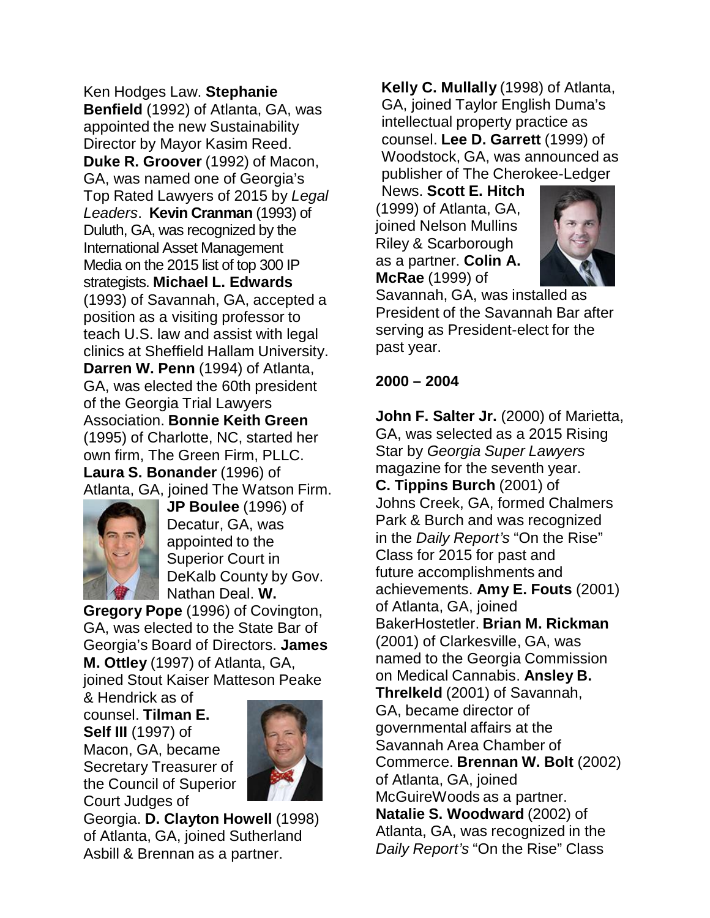Ken Hodges Law. **Stephanie Benfield** (1992) of Atlanta, GA, was appointed the new Sustainability Director by Mayor Kasim Reed. **Duke R. Groover** (1992) of Macon, GA, was named one of Georgia's Top Rated Lawyers of 2015 by *Legal Leaders*. **Kevin Cranman** (1993) of Duluth, GA, was recognized by the International Asset Management Media on the 2015 list of top 300 IP strategists. **Michael L. Edwards** (1993) of Savannah, GA, accepted a position as a visiting professor to teach U.S. law and assist with legal clinics at Sheffield Hallam University. **Darren W. Penn** (1994) of Atlanta, GA, was elected the 60th president of the Georgia Trial Lawyers Association. **Bonnie Keith Green** (1995) of Charlotte, NC, started her own firm, The Green Firm, PLLC. **Laura S. Bonander** (1996) of Atlanta, GA, joined The Watson Firm. **JP Boulee** (1996) of Decatur, GA, was appointed to the Superior Court in DeKalb County by Gov. Nathan Deal. **W. Gregory Pope** (1996) of Covington, GA, was elected to the State Bar of Georgia's Board of Directors. **James M. Ottley** (1997) of Atlanta, GA, joined Stout Kaiser Matteson Peake & Hendrick as of counsel. **Tilman E. Self III** (1997) of Macon, GA, became Secretary Treasurer of the Council of Superior Court Judges of Georgia. **D. Clayton Howell** (1998) of Atlanta, GA, joined Sutherland Asbill & Brennan as a partner. **Kelly C. Mullally** (1998) of Atlanta, GA, joined Taylor English Duma's intellectual property practice as counsel. **Lee D. Garrett** (1999) of Woodstock, GA, was announced as publisher of The Cherokee-Ledger News. **Scott E. Hitch** (1999) of Atlanta, GA, joined Nelson Mullins Riley & Scarborough as a partner. **Colin A. McRae** (1999) of Savannah, GA, was installed as President of the Savannah Bar after serving as President-elect for the past year.

**2000 – 2004**

**John F. Salter Jr.** (2000) of Marietta, GA, was selected as a 2015 Rising Star by *Georgia Super Lawyers* magazine for the seventh year. **C. Tippins Burch** (2001) of Johns Creek, GA, formed Chalmers Park & Burch and was recognized in the *Daily Report's* "On the Rise" Class for 2015 for past and future accomplishments and achievements. **Amy E. Fouts** (2001) of Atlanta, GA, joined BakerHostetler. **Brian M. Rickman** (2001) of Clarkesville, GA, was named to the Georgia Commission on Medical Cannabis. **Ansley B. Threlkeld** (2001) of Savannah, GA, became director of governmental affairs at the Savannah Area Chamber of Commerce. **Brennan W. Bolt** (2002) of Atlanta, GA, joined McGuireWoods as a partner. **Natalie S. Woodward** (2002) of Atlanta, GA, was recognized in the *Daily Report's* "On the Rise" Class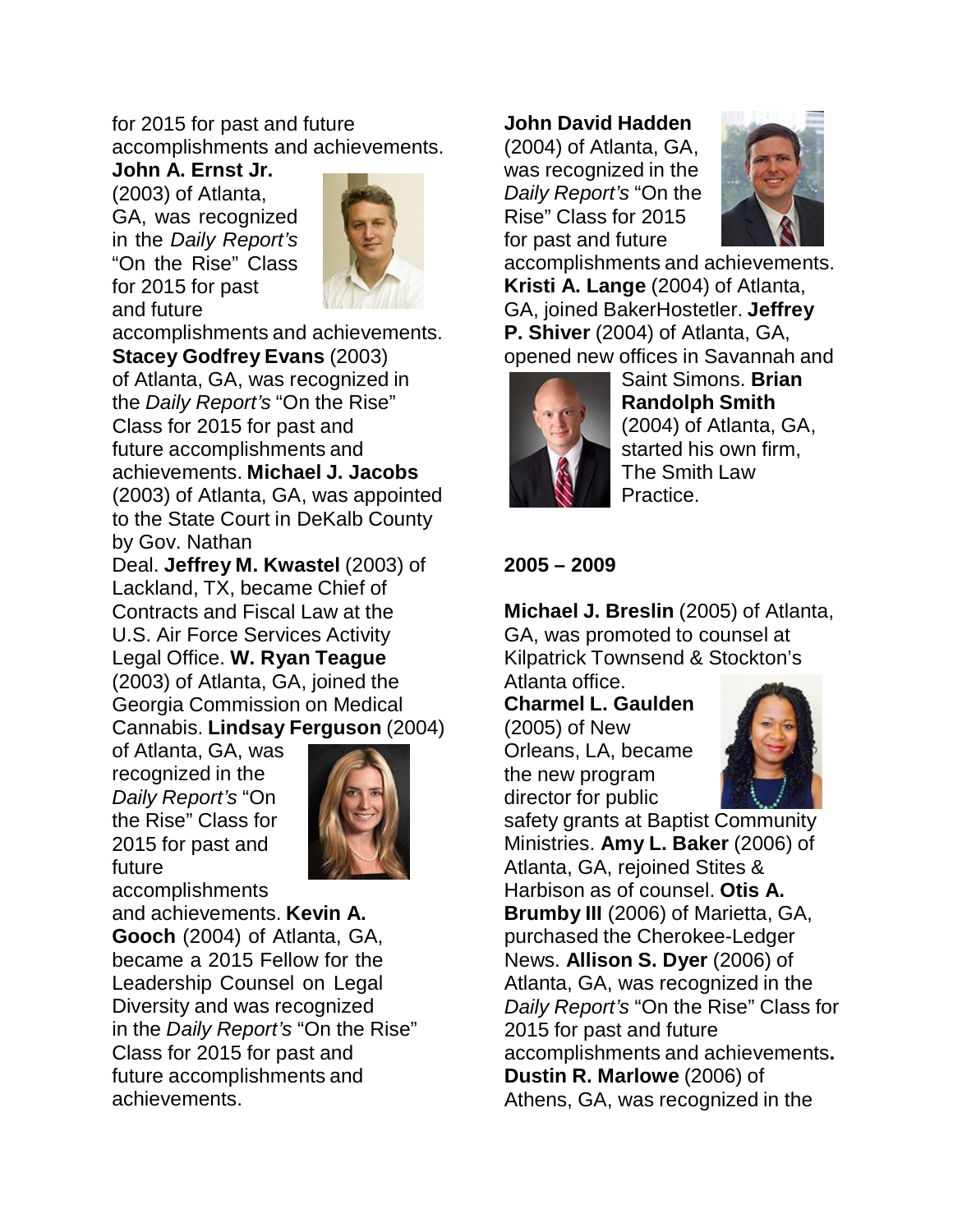for 2015 for past and future accomplishments and achievements.

**John A. Ernst Jr.** (2003) of Atlanta, GA, was recognized in the *Daily Report's* "On the Rise" Class for 2015 for past and future accomplishments and achievements. **Stacey Godfrey Evans** (2003) of Atlanta, GA, was recognized in the *Daily Report's* "On the Rise" Class for 2015 for past and future accomplishments and achievements. **Michael J. Jacobs** (2003) of Atlanta, GA, was appointed to the State Court in DeKalb County by Gov. Nathan Deal. **Jeffrey M. Kwastel** (2003) of Lackland, TX, became Chief of Contracts and Fiscal Law at the U.S. Air Force Services Activity Legal Office. **W. Ryan Teague** (2003) of Atlanta, GA, joined the Georgia Commission on Medical Cannabis. **Lindsay Ferguson** (2004) of Atlanta, GA, was recognized in the *Daily Report's* "On the Rise" Class for 2015 for past and future accomplishments and achievements. **Kevin A. Gooch** (2004) of Atlanta, GA, became a 2015 Fellow for the Leadership Counsel on Legal Diversity and was recognized in the *Daily Report's* "On the Rise" Class for 2015 for past and future accomplishments and achievements.

**John David Hadden** (2004) of Atlanta, GA, was recognized in the *Daily Report's* "On the Rise" Class for 2015 for past and future accomplishments and achievements. **Kristi A. Lange** (2004) of Atlanta, GA, joined BakerHostetler. **Jeffrey P. Shiver** (2004) of Atlanta, GA, opened new offices in Savannah and Saint Simons. **Brian Randolph Smith** (2004) of Atlanta, GA, started his own firm, The Smith Law Practice.

**2005 – 2009**

**Michael J. Breslin** (2005) of Atlanta, GA, was promoted to counsel at Kilpatrick Townsend & Stockton's Atlanta office. **Charmel L. Gaulden** (2005) of New Orleans, LA, became the new program director for public safety grants at Baptist Community Ministries. **Amy L. Baker** (2006) of Atlanta, GA, rejoined Stites & Harbison as of counsel. **Otis A. Brumby III** (2006) of Marietta, GA, purchased the Cherokee-Ledger News. **Allison S. Dyer** (2006) of Atlanta, GA, was recognized in the *Daily Report's* "On the Rise" Class for 2015 for past and future accomplishments and achievements**.** **Dustin R. Marlowe** (2006) of Athens, GA, was recognized in the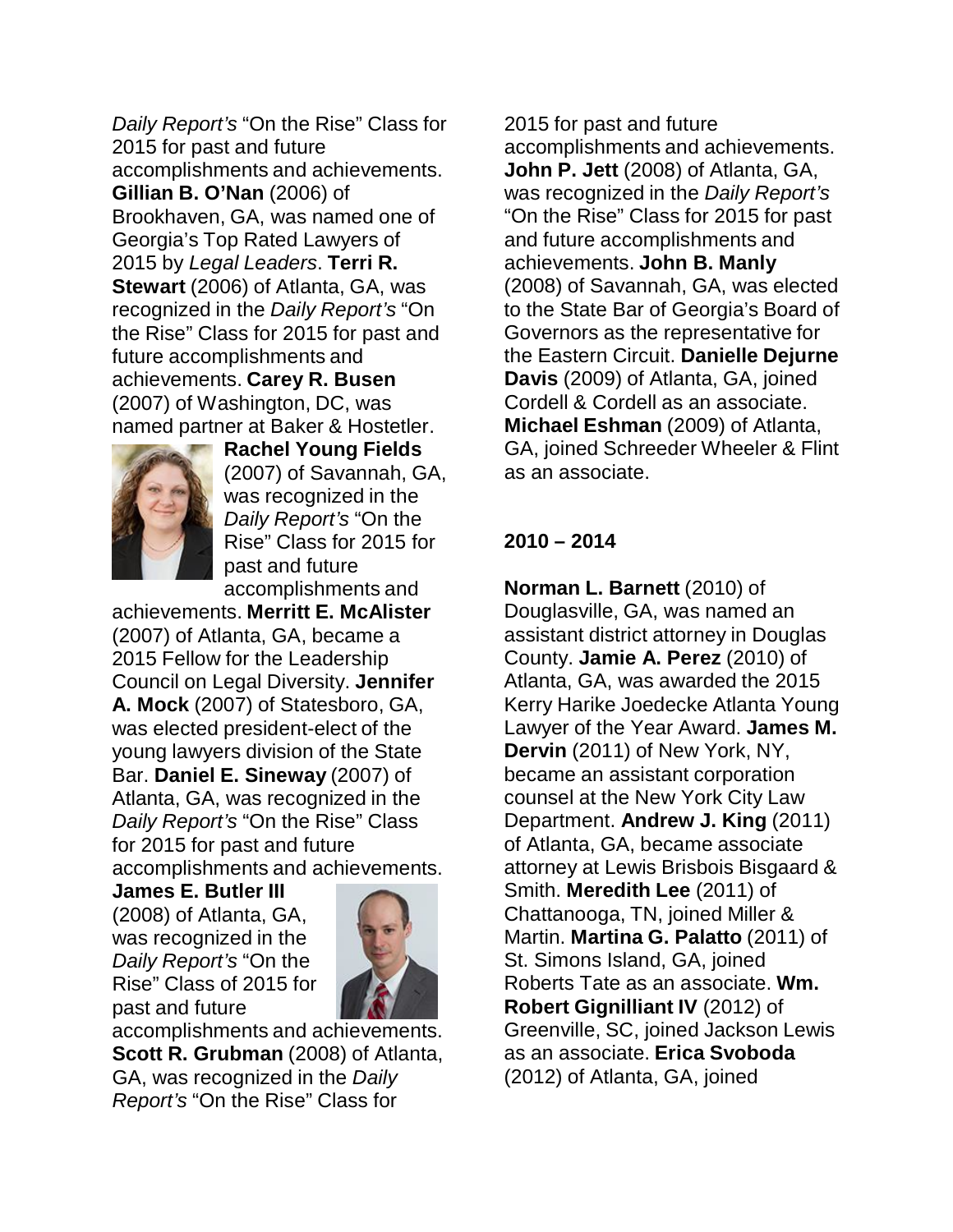*Daily Report's* "On the Rise" Class for 2015 for past and future accomplishments and achievements. **Gillian B. O'Nan** (2006) of Brookhaven, GA, was named one of Georgia's Top Rated Lawyers of 2015 by *Legal Leaders*. **Terri R. Stewart** (2006) of Atlanta, GA, was recognized in the *Daily Report's* "On the Rise" Class for 2015 for past and future accomplishments and achievements. **Carey R. Busen** (2007) of Washington, DC, was named partner at Baker & Hostetler. **Rachel Young Fields** (2007) of Savannah, GA, was recognized in the *Daily Report's* "On the Rise" Class for 2015 for past and future accomplishments and achievements. **Merritt E. McAlister** (2007) of Atlanta, GA, became a 2015 Fellow for the Leadership Council on Legal Diversity. **Jennifer A. Mock** (2007) of Statesboro, GA, was elected president-elect of the young lawyers division of the State Bar. **Daniel E. Sineway** (2007) of Atlanta, GA, was recognized in the *Daily Report's* "On the Rise" Class for 2015 for past and future accomplishments and achievements. **James E. Butler III** (2008) of Atlanta, GA, was recognized in the *Daily Report's* "On the Rise" Class of 2015 for past and future accomplishments and achievements. **Scott R. Grubman** (2008) of Atlanta, GA, was recognized in the *Daily Report's* "On the Rise" Class for 2015 for past and future accomplishments and achievements. **John P. Jett** (2008) of Atlanta, GA, was recognized in the *Daily Report's* "On the Rise" Class for 2015 for past and future accomplishments and achievements. **John B. Manly** (2008) of Savannah, GA, was elected to the State Bar of Georgia's Board of Governors as the representative for the Eastern Circuit. **Danielle Dejurne Davis** (2009) of Atlanta, GA, joined Cordell & Cordell as an associate. **Michael Eshman** (2009) of Atlanta, GA, joined Schreeder Wheeler & Flint as an associate.

### 2010 – 2014

**Norman L. Barnett** (2010) of Douglasville, GA, was named an assistant district attorney in Douglas County. **Jamie A. Perez** (2010) of Atlanta, GA, was awarded the 2015 Kerry Harike Joedecke Atlanta Young Lawyer of the Year Award. **James M. Dervin** (2011) of New York, NY, became an assistant corporation counsel at the New York City Law Department. **Andrew J. King** (2011) of Atlanta, GA, became associate attorney at Lewis Brisbois Bisgaard & Smith. **Meredith Lee** (2011) of Chattanooga, TN, joined Miller & Martin. **Martina G. Palatto** (2011) of St. Simons Island, GA, joined Roberts Tate as an associate. **Wm. Robert Gignilliant IV** (2012) of Greenville, SC, joined Jackson Lewis as an associate. **Erica Svoboda** (2012) of Atlanta, GA, joined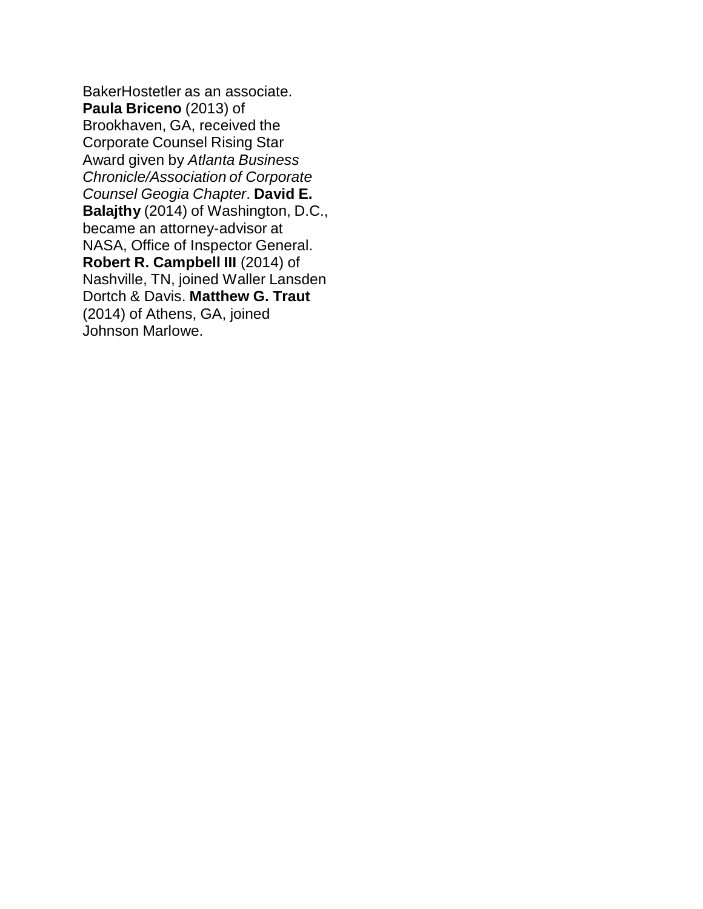BakerHostetler as an associate. **Paula Briceno** (2013) of Brookhaven, GA, received the Corporate Counsel Rising Star Award given by *Atlanta Business Chronicle/Association of Corporate Counsel Geogia Chapter*. **David E. Balajthy** (2014) of Washington, D.C., became an attorney-advisor at NASA, Office of Inspector General. **Robert R. Campbell III** (2014) of Nashville, TN, joined Waller Lansden Dortch & Davis. **Matthew G. Traut** (2014) of Athens, GA, joined Johnson Marlowe.